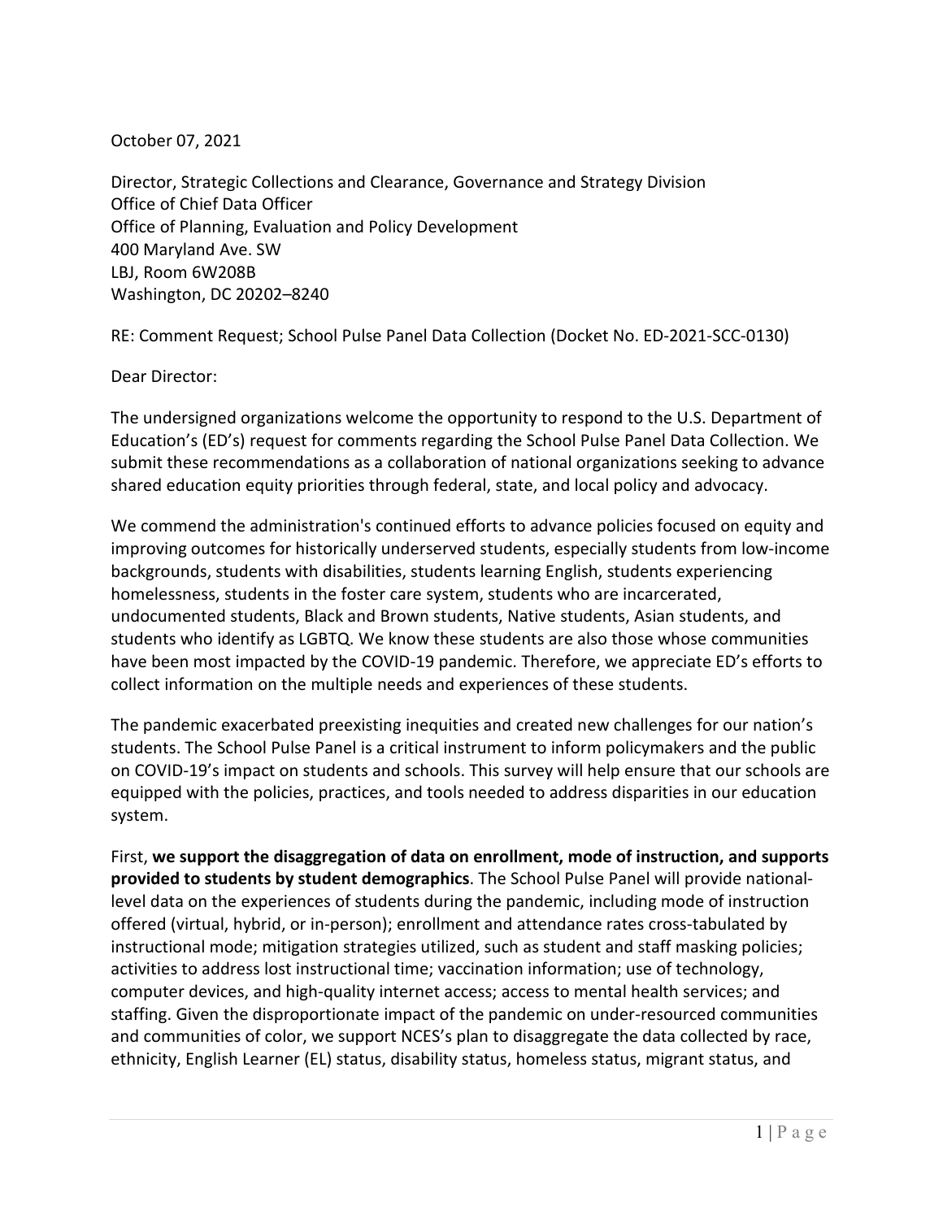October 07, 2021

Director, Strategic Collections and Clearance, Governance and Strategy Division
Office of Chief Data Officer
Office of Planning, Evaluation and Policy Development
400 Maryland Ave. SW
LBJ, Room 6W208B
Washington, DC 20202–8240

RE: Comment Request; School Pulse Panel Data Collection (Docket No. ED-2021-SCC-0130)

Dear Director:

The undersigned organizations welcome the opportunity to respond to the U.S. Department of Education's (ED's) request for comments regarding the School Pulse Panel Data Collection. We submit these recommendations as a collaboration of national organizations seeking to advance shared education equity priorities through federal, state, and local policy and advocacy.

We commend the administration's continued efforts to advance policies focused on equity and improving outcomes for historically underserved students, especially students from low-income backgrounds, students with disabilities, students learning English, students experiencing homelessness, students in the foster care system, students who are incarcerated, undocumented students, Black and Brown students, Native students, Asian students, and students who identify as LGBTQ. We know these students are also those whose communities have been most impacted by the COVID-19 pandemic. Therefore, we appreciate ED's efforts to collect information on the multiple needs and experiences of these students.

The pandemic exacerbated preexisting inequities and created new challenges for our nation's students. The School Pulse Panel is a critical instrument to inform policymakers and the public on COVID-19's impact on students and schools. This survey will help ensure that our schools are equipped with the policies, practices, and tools needed to address disparities in our education system.

First, **we support the disaggregation of data on enrollment, mode of instruction, and supports provided to students by student demographics**. The School Pulse Panel will provide national-level data on the experiences of students during the pandemic, including mode of instruction offered (virtual, hybrid, or in-person); enrollment and attendance rates cross-tabulated by instructional mode; mitigation strategies utilized, such as student and staff masking policies; activities to address lost instructional time; vaccination information; use of technology, computer devices, and high-quality internet access; access to mental health services; and staffing. Given the disproportionate impact of the pandemic on under-resourced communities and communities of color, we support NCES's plan to disaggregate the data collected by race, ethnicity, English Learner (EL) status, disability status, homeless status, migrant status, and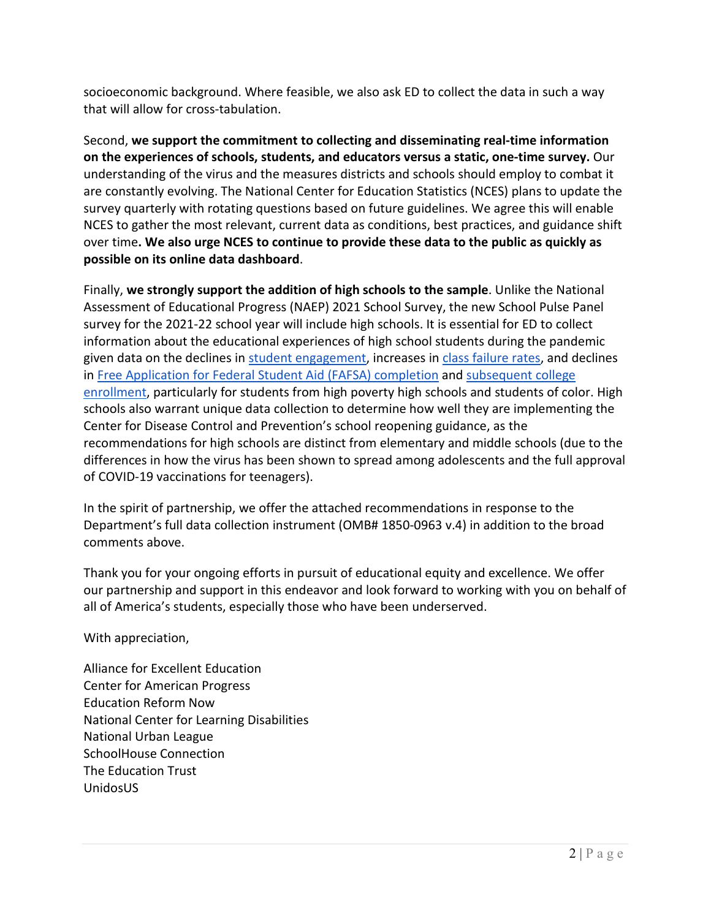socioeconomic background. Where feasible, we also ask ED to collect the data in such a way that will allow for cross-tabulation.

Second, **we support the commitment to collecting and disseminating real-time information on the experiences of schools, students, and educators versus a static, one-time survey.** Our understanding of the virus and the measures districts and schools should employ to combat it are constantly evolving. The National Center for Education Statistics (NCES) plans to update the survey quarterly with rotating questions based on future guidelines. We agree this will enable NCES to gather the most relevant, current data as conditions, best practices, and guidance shift over time**. We also urge NCES to continue to provide these data to the public as quickly as possible on its online data dashboard**.

Finally, **we strongly support the addition of high schools to the sample**. Unlike the National Assessment of Educational Progress (NAEP) 2021 School Survey, the new School Pulse Panel survey for the 2021-22 school year will include high schools. It is essential for ED to collect information about the educational experiences of high school students during the pandemic given data on the declines in student engagement, increases in class failure rates, and declines in Free Application for Federal Student Aid (FAFSA) completion and subsequent college enrollment, particularly for students from high poverty high schools and students of color. High schools also warrant unique data collection to determine how well they are implementing the Center for Disease Control and Prevention's school reopening guidance, as the recommendations for high schools are distinct from elementary and middle schools (due to the differences in how the virus has been shown to spread among adolescents and the full approval of COVID-19 vaccinations for teenagers).

In the spirit of partnership, we offer the attached recommendations in response to the Department's full data collection instrument (OMB# 1850-0963 v.4) in addition to the broad comments above.

Thank you for your ongoing efforts in pursuit of educational equity and excellence. We offer our partnership and support in this endeavor and look forward to working with you on behalf of all of America's students, especially those who have been underserved.

With appreciation,

Alliance for Excellent Education
Center for American Progress
Education Reform Now
National Center for Learning Disabilities
National Urban League
SchoolHouse Connection
The Education Trust
UnidosUS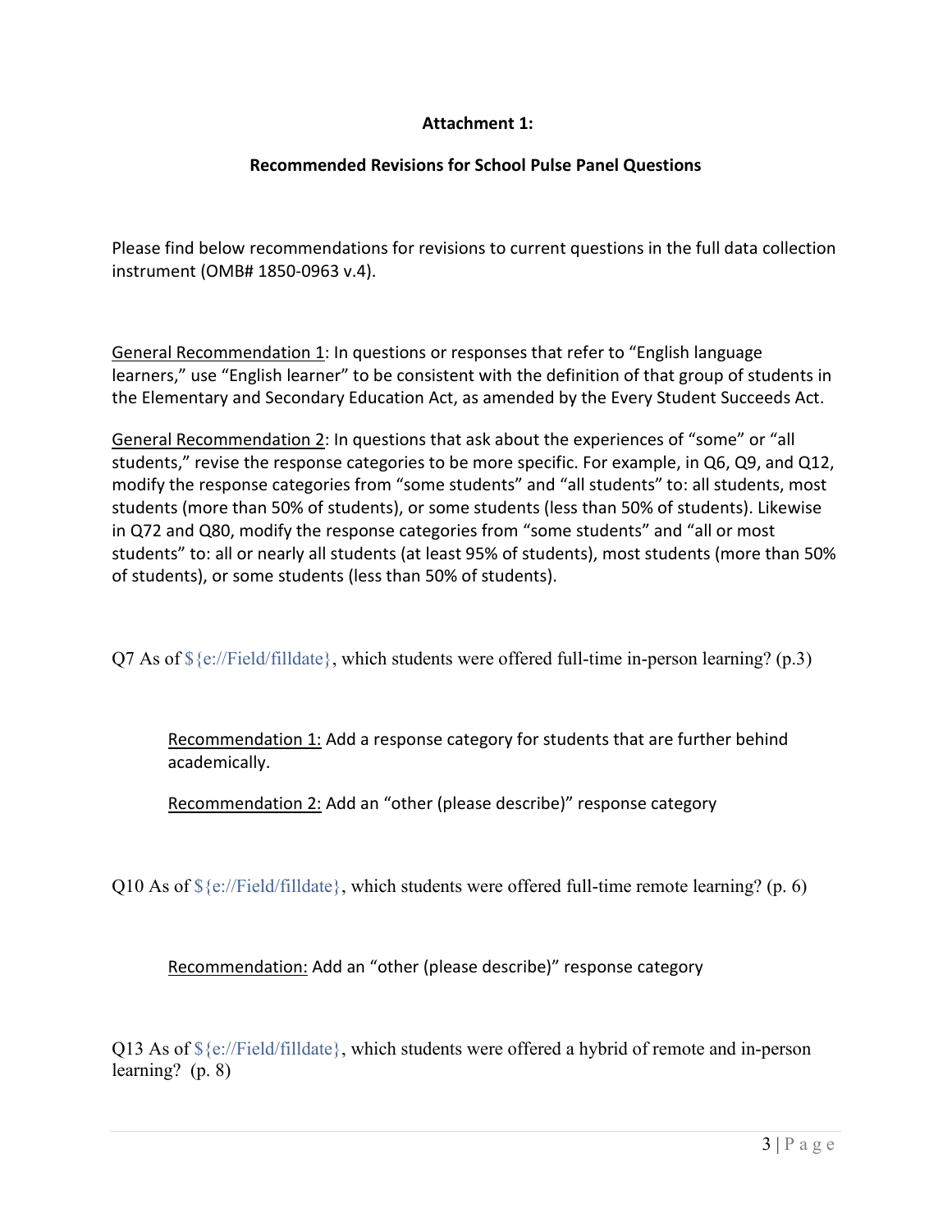**Attachment 1:**

**Recommended Revisions for School Pulse Panel Questions**

Please find below recommendations for revisions to current questions in the full data collection instrument (OMB# 1850-0963 v.4).

General Recommendation 1: In questions or responses that refer to "English language learners," use "English learner" to be consistent with the definition of that group of students in the Elementary and Secondary Education Act, as amended by the Every Student Succeeds Act.

General Recommendation 2: In questions that ask about the experiences of "some" or "all students," revise the response categories to be more specific. For example, in Q6, Q9, and Q12, modify the response categories from "some students" and "all students" to: all students, most students (more than 50% of students), or some students (less than 50% of students). Likewise in Q72 and Q80, modify the response categories from "some students" and "all or most students" to: all or nearly all students (at least 95% of students), most students (more than 50% of students), or some students (less than 50% of students).

Q7 As of ${e://Field/filldate}, which students were offered full-time in-person learning? (p.3)

> Recommendation 1: Add a response category for students that are further behind academically.
>
> Recommendation 2: Add an "other (please describe)" response category

Q10 As of ${e://Field/filldate}, which students were offered full-time remote learning? (p. 6)

> Recommendation: Add an "other (please describe)" response category

Q13 As of ${e://Field/filldate}, which students were offered a hybrid of remote and in-person learning? (p. 8)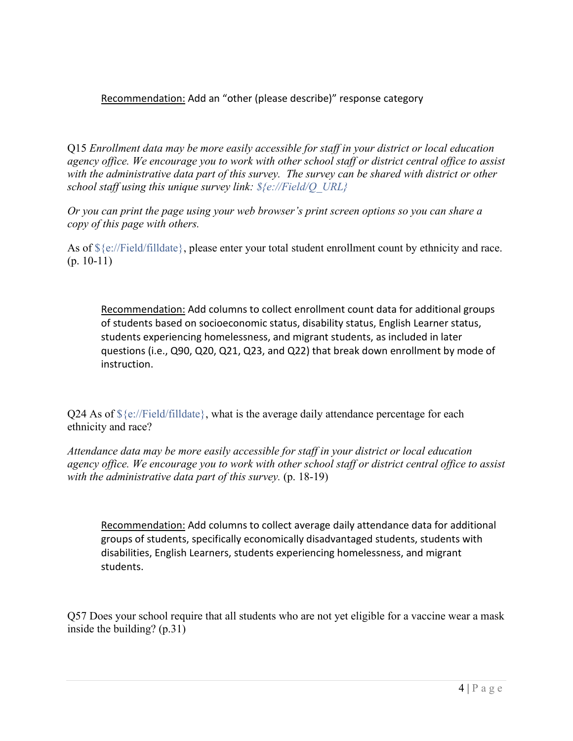Recommendation: Add an "other (please describe)" response category

Q15 *Enrollment data may be more easily accessible for staff in your district or local education agency office. We encourage you to work with other school staff or district central office to assist with the administrative data part of this survey. The survey can be shared with district or other school staff using this unique survey link: ${e://Field/Q_URL}*

*Or you can print the page using your web browser's print screen options so you can share a copy of this page with others.*

As of ${e://Field/filldate}, please enter your total student enrollment count by ethnicity and race. (p. 10-11)

> Recommendation: Add columns to collect enrollment count data for additional groups of students based on socioeconomic status, disability status, English Learner status, students experiencing homelessness, and migrant students, as included in later questions (i.e., Q90, Q20, Q21, Q23, and Q22) that break down enrollment by mode of instruction.

Q24 As of ${e://Field/filldate}, what is the average daily attendance percentage for each ethnicity and race?

*Attendance data may be more easily accessible for staff in your district or local education agency office. We encourage you to work with other school staff or district central office to assist with the administrative data part of this survey.* (p. 18-19)

> Recommendation: Add columns to collect average daily attendance data for additional groups of students, specifically economically disadvantaged students, students with disabilities, English Learners, students experiencing homelessness, and migrant students.

Q57 Does your school require that all students who are not yet eligible for a vaccine wear a mask inside the building? (p.31)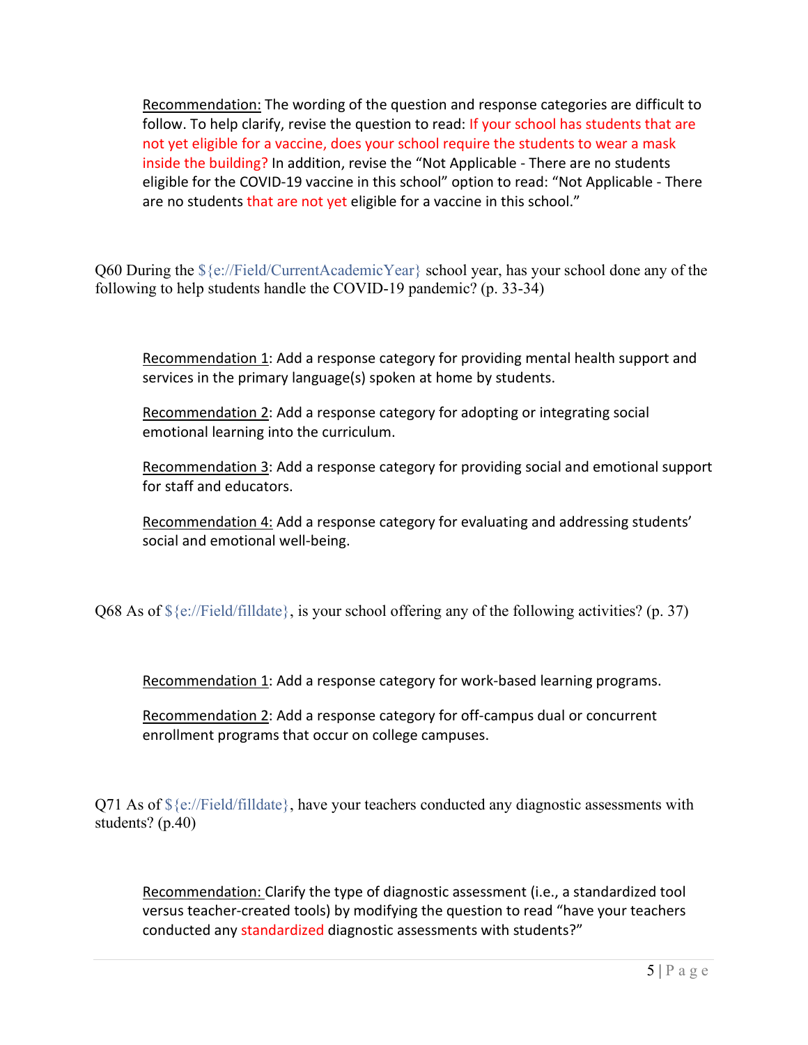Recommendation: The wording of the question and response categories are difficult to follow. To help clarify, revise the question to read: If your school has students that are not yet eligible for a vaccine, does your school require the students to wear a mask inside the building? In addition, revise the "Not Applicable - There are no students eligible for the COVID-19 vaccine in this school" option to read: "Not Applicable - There are no students that are not yet eligible for a vaccine in this school."

Q60 During the ${e://Field/CurrentAcademicYear} school year, has your school done any of the following to help students handle the COVID-19 pandemic? (p. 33-34)

Recommendation 1: Add a response category for providing mental health support and services in the primary language(s) spoken at home by students.

Recommendation 2: Add a response category for adopting or integrating social emotional learning into the curriculum.

Recommendation 3: Add a response category for providing social and emotional support for staff and educators.

Recommendation 4: Add a response category for evaluating and addressing students' social and emotional well-being.

Q68 As of ${e://Field/filldate}, is your school offering any of the following activities? (p. 37)

Recommendation 1: Add a response category for work-based learning programs.

Recommendation 2: Add a response category for off-campus dual or concurrent enrollment programs that occur on college campuses.

Q71 As of ${e://Field/filldate}, have your teachers conducted any diagnostic assessments with students? (p.40)

Recommendation: Clarify the type of diagnostic assessment (i.e., a standardized tool versus teacher-created tools) by modifying the question to read "have your teachers conducted any standardized diagnostic assessments with students?"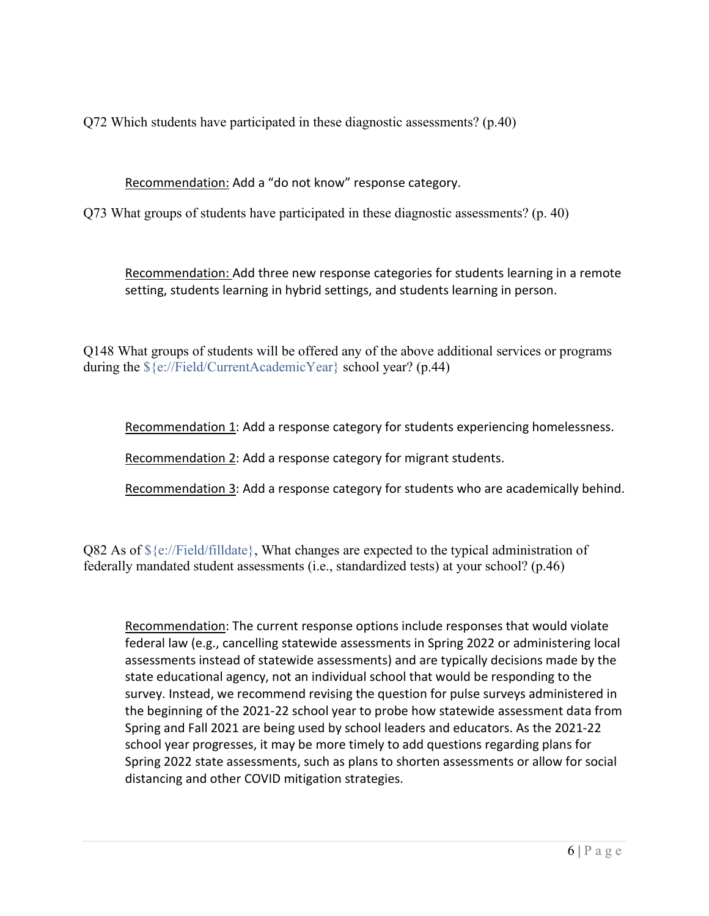Q72 Which students have participated in these diagnostic assessments? (p.40)

<u>Recommendation:</u> Add a "do not know" response category.

Q73 What groups of students have participated in these diagnostic assessments? (p. 40)

<u>Recommendation:</u> Add three new response categories for students learning in a remote setting, students learning in hybrid settings, and students learning in person.

Q148 What groups of students will be offered any of the above additional services or programs during the ${e://Field/CurrentAcademicYear} school year? (p.44)

<u>Recommendation 1</u>: Add a response category for students experiencing homelessness.

<u>Recommendation 2</u>: Add a response category for migrant students.

<u>Recommendation 3</u>: Add a response category for students who are academically behind.

Q82 As of ${e://Field/filldate}, What changes are expected to the typical administration of federally mandated student assessments (i.e., standardized tests) at your school? (p.46)

<u>Recommendation</u>: The current response options include responses that would violate federal law (e.g., cancelling statewide assessments in Spring 2022 or administering local assessments instead of statewide assessments) and are typically decisions made by the state educational agency, not an individual school that would be responding to the survey. Instead, we recommend revising the question for pulse surveys administered in the beginning of the 2021-22 school year to probe how statewide assessment data from Spring and Fall 2021 are being used by school leaders and educators. As the 2021-22 school year progresses, it may be more timely to add questions regarding plans for Spring 2022 state assessments, such as plans to shorten assessments or allow for social distancing and other COVID mitigation strategies.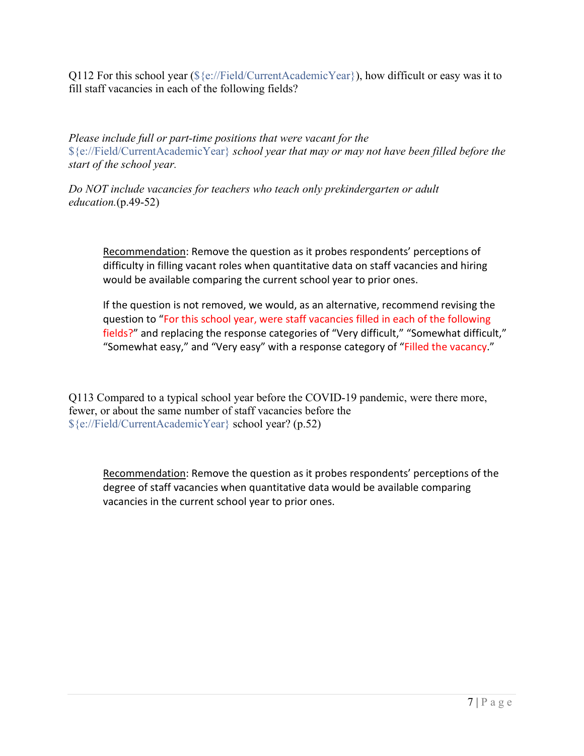Q112 For this school year (${e://Field/CurrentAcademicYear}), how difficult or easy was it to fill staff vacancies in each of the following fields?

*Please include full or part-time positions that were vacant for the ${e://Field/CurrentAcademicYear} school year that may or may not have been filled before the start of the school year.*

*Do NOT include vacancies for teachers who teach only prekindergarten or adult education.*(p.49-52)

> Recommendation: Remove the question as it probes respondents' perceptions of difficulty in filling vacant roles when quantitative data on staff vacancies and hiring would be available comparing the current school year to prior ones.
>
> If the question is not removed, we would, as an alternative, recommend revising the question to "For this school year, were staff vacancies filled in each of the following fields?" and replacing the response categories of "Very difficult," "Somewhat difficult," "Somewhat easy," and "Very easy" with a response category of "Filled the vacancy."

Q113 Compared to a typical school year before the COVID-19 pandemic, were there more, fewer, or about the same number of staff vacancies before the ${e://Field/CurrentAcademicYear} school year? (p.52)

> Recommendation: Remove the question as it probes respondents' perceptions of the degree of staff vacancies when quantitative data would be available comparing vacancies in the current school year to prior ones.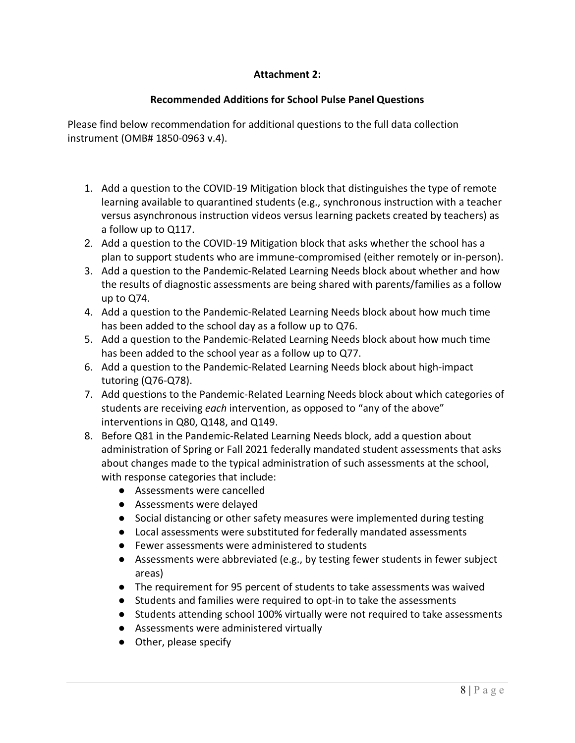**Attachment 2:**

**Recommended Additions for School Pulse Panel Questions**

Please find below recommendation for additional questions to the full data collection instrument (OMB# 1850-0963 v.4).

1. Add a question to the COVID-19 Mitigation block that distinguishes the type of remote learning available to quarantined students (e.g., synchronous instruction with a teacher versus asynchronous instruction videos versus learning packets created by teachers) as a follow up to Q117.
2. Add a question to the COVID-19 Mitigation block that asks whether the school has a plan to support students who are immune-compromised (either remotely or in-person).
3. Add a question to the Pandemic-Related Learning Needs block about whether and how the results of diagnostic assessments are being shared with parents/families as a follow up to Q74.
4. Add a question to the Pandemic-Related Learning Needs block about how much time has been added to the school day as a follow up to Q76.
5. Add a question to the Pandemic-Related Learning Needs block about how much time has been added to the school year as a follow up to Q77.
6. Add a question to the Pandemic-Related Learning Needs block about high-impact tutoring (Q76-Q78).
7. Add questions to the Pandemic-Related Learning Needs block about which categories of students are receiving *each* intervention, as opposed to "any of the above" interventions in Q80, Q148, and Q149.
8. Before Q81 in the Pandemic-Related Learning Needs block, add a question about administration of Spring or Fall 2021 federally mandated student assessments that asks about changes made to the typical administration of such assessments at the school, with response categories that include:
    - Assessments were cancelled
    - Assessments were delayed
    - Social distancing or other safety measures were implemented during testing
    - Local assessments were substituted for federally mandated assessments
    - Fewer assessments were administered to students
    - Assessments were abbreviated (e.g., by testing fewer students in fewer subject areas)
    - The requirement for 95 percent of students to take assessments was waived
    - Students and families were required to opt-in to take the assessments
    - Students attending school 100% virtually were not required to take assessments
    - Assessments were administered virtually
    - Other, please specify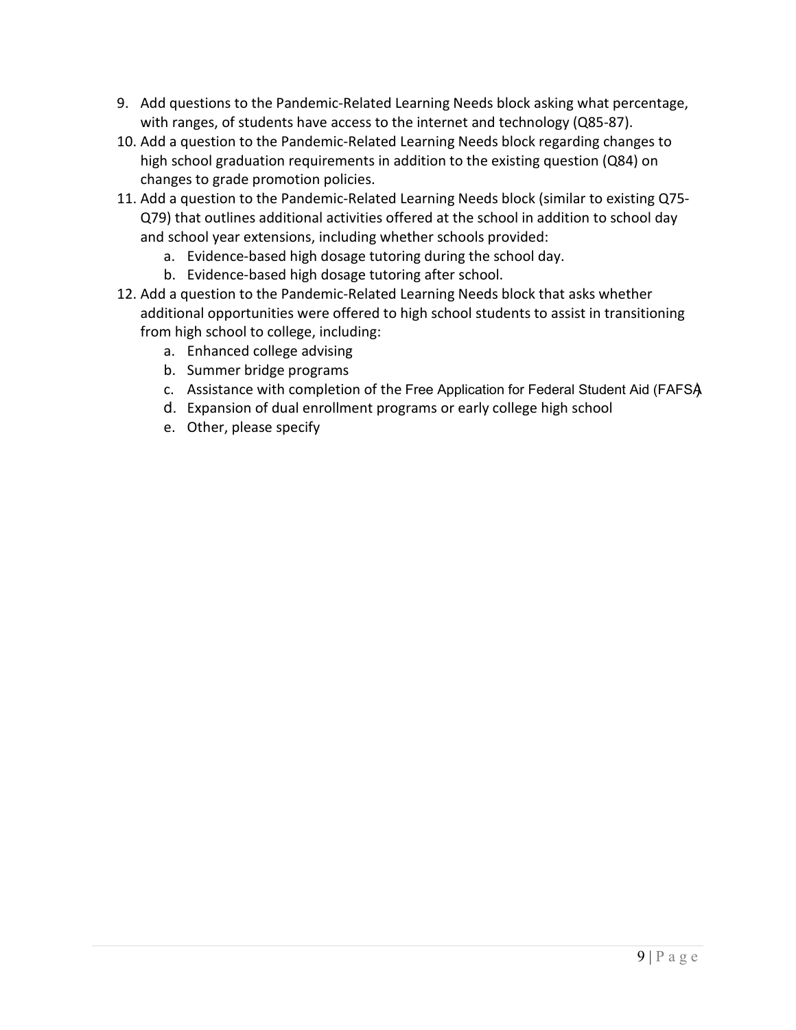9. Add questions to the Pandemic-Related Learning Needs block asking what percentage, with ranges, of students have access to the internet and technology (Q85-87).
10. Add a question to the Pandemic-Related Learning Needs block regarding changes to high school graduation requirements in addition to the existing question (Q84) on changes to grade promotion policies.
11. Add a question to the Pandemic-Related Learning Needs block (similar to existing Q75-Q79) that outlines additional activities offered at the school in addition to school day and school year extensions, including whether schools provided:
    a. Evidence-based high dosage tutoring during the school day.
    b. Evidence-based high dosage tutoring after school.
12. Add a question to the Pandemic-Related Learning Needs block that asks whether additional opportunities were offered to high school students to assist in transitioning from high school to college, including:
    a. Enhanced college advising
    b. Summer bridge programs
    c. Assistance with completion of the Free Application for Federal Student Aid (FAFSA)
    d. Expansion of dual enrollment programs or early college high school
    e. Other, please specify